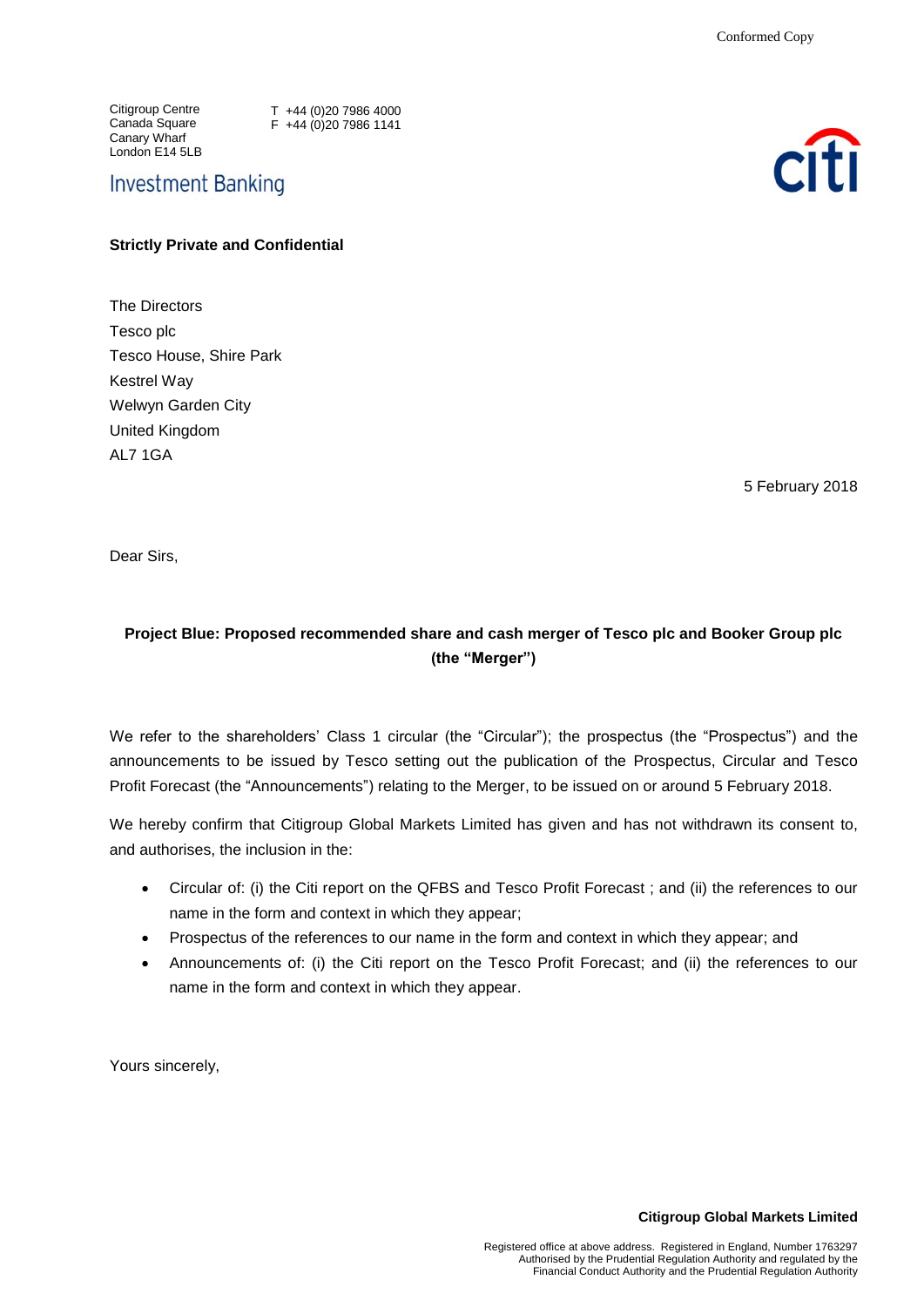Conformed Copy

Citigroup Centre
Canada Square
Canary Wharf
London E14 5LB

T +44 (0)20 7986 4000
F +44 (0)20 7986 1141

Investment Banking

**Strictly Private and Confidential**

The Directors
Tesco plc
Tesco House, Shire Park
Kestrel Way
Welwyn Garden City
United Kingdom
AL7 1GA

5 February 2018

Dear Sirs,

**Project Blue: Proposed recommended share and cash merger of Tesco plc and Booker Group plc (the "Merger")**

We refer to the shareholders' Class 1 circular (the "Circular"); the prospectus (the "Prospectus") and the announcements to be issued by Tesco setting out the publication of the Prospectus, Circular and Tesco Profit Forecast (the "Announcements") relating to the Merger, to be issued on or around 5 February 2018.

We hereby confirm that Citigroup Global Markets Limited has given and has not withdrawn its consent to, and authorises, the inclusion in the:

- Circular of: (i) the Citi report on the QFBS and Tesco Profit Forecast ; and (ii) the references to our name in the form and context in which they appear;
- Prospectus of the references to our name in the form and context in which they appear; and
- Announcements of: (i) the Citi report on the Tesco Profit Forecast; and (ii) the references to our name in the form and context in which they appear.

Yours sincerely,

**Citigroup Global Markets Limited**

Registered office at above address. Registered in England, Number 1763297
Authorised by the Prudential Regulation Authority and regulated by the Financial Conduct Authority and the Prudential Regulation Authority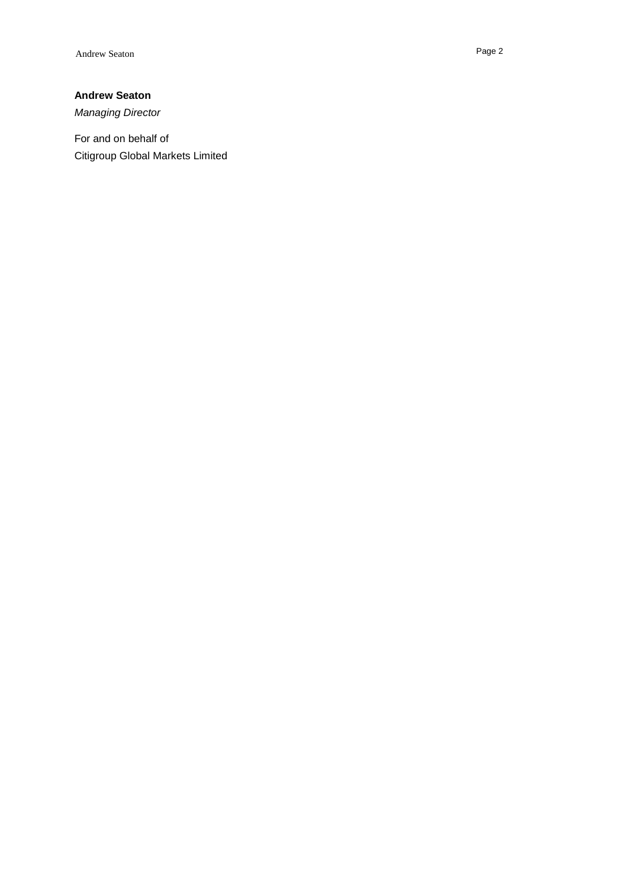**Andrew Seaton**

*Managing Director*

For and on behalf of
Citigroup Global Markets Limited